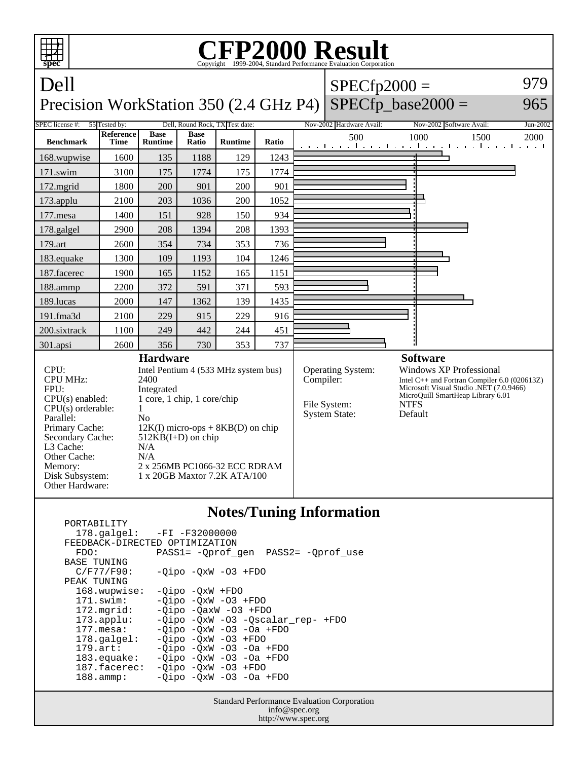# CFP2000 Result

Copyright 1999-2004, Standard Performance Evaluation Corporation

## Dell
## Precision WorkStation 350 (2.4 GHz P4)

SPECfp2000 = 979
SPECfp_base2000 = 965

| SPEC license #: | 55 | Tested by: | Dell, Round Rock, TX | Test date: | Nov-2002 | Hardware Avail: | Nov-2002 | Software Avail: | Jun-2002 |
|---|---|---|---|---|---|---|---|---|---|

| Benchmark | Reference Time | Base Runtime | Base Ratio | Runtime | Ratio |
|---|---|---|---|---|---|
| 168.wupwise | 1600 | 135 | 1188 | 129 | 1243 |
| 171.swim | 3100 | 175 | 1774 | 175 | 1774 |
| 172.mgrid | 1800 | 200 | 901 | 200 | 901 |
| 173.applu | 2100 | 203 | 1036 | 200 | 1052 |
| 177.mesa | 1400 | 151 | 928 | 150 | 934 |
| 178.galgel | 2900 | 208 | 1394 | 208 | 1393 |
| 179.art | 2600 | 354 | 734 | 353 | 736 |
| 183.equake | 1300 | 109 | 1193 | 104 | 1246 |
| 187.facerec | 1900 | 165 | 1152 | 165 | 1151 |
| 188.ammp | 2200 | 372 | 591 | 371 | 593 |
| 189.lucas | 2000 | 147 | 1362 | 139 | 1435 |
| 191.fma3d | 2100 | 229 | 915 | 229 | 916 |
| 200.sixtrack | 1100 | 249 | 442 | 244 | 451 |
| 301.apsi | 2600 | 356 | 730 | 353 | 737 |

### Hardware

| | |
|---|---|
| CPU: | Intel Pentium 4 (533 MHz system bus) |
| CPU MHz: | 2400 |
| FPU: | Integrated |
| CPU(s) enabled: | 1 core, 1 chip, 1 core/chip |
| CPU(s) orderable: | 1 |
| Parallel: | No |
| Primary Cache: | 12K(I) micro-ops + 8KB(D) on chip |
| Secondary Cache: | 512KB(I+D) on chip |
| L3 Cache: | N/A |
| Other Cache: | N/A |
| Memory: | 2 x 256MB PC1066-32 ECC RDRAM |
| Disk Subsystem: | 1 x 20GB Maxtor 7.2K ATA/100 |
| Other Hardware: | |

### Software

| | |
|---|---|
| Operating System: | Windows XP Professional |
| Compiler: | Intel C++ and Fortran Compiler 6.0 (020613Z)<br>Microsoft Visual Studio .NET (7.0.9466)<br>MicroQuill SmartHeap Library 6.01 |
| File System: | NTFS |
| System State: | Default |

### Notes/Tuning Information

```
PORTABILITY
  178.galgel:   -FI -F32000000
FEEDBACK-DIRECTED OPTIMIZATION
  FDO:          PASS1= -Qprof_gen  PASS2= -Qprof_use
BASE TUNING
  C/F77/F90:    -Qipo -QxW -O3 +FDO
PEAK TUNING
  168.wupwise:  -Qipo -QxW +FDO
  171.swim:     -Qipo -QxW -O3 +FDO
  172.mgrid:    -Qipo -QaxW -O3 +FDO
  173.applu:    -Qipo -QxW -O3 -Qscalar_rep- +FDO
  177.mesa:     -Qipo -QxW -O3 -Oa +FDO
  178.galgel:   -Qipo -QxW -O3 +FDO
  179.art:      -Qipo -QxW -O3 -Oa +FDO
  183.equake:   -Qipo -QxW -O3 -Oa +FDO
  187.facerec:  -Qipo -QxW -O3 +FDO
  188.ammp:     -Qipo -QxW -O3 -Oa +FDO
```

Standard Performance Evaluation Corporation
info@spec.org
http://www.spec.org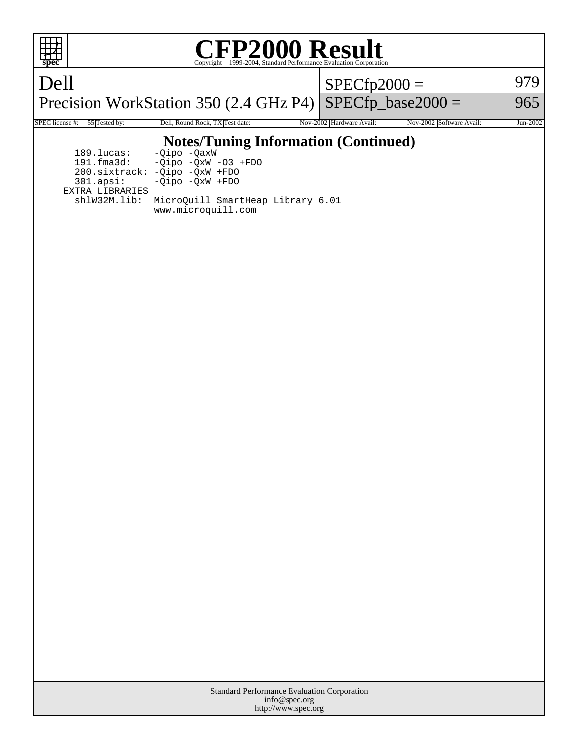# CFP2000 Result

Copyright 1999-2004, Standard Performance Evaluation Corporation

| | | |
|---|---|---|
| Dell | SPECfp2000 = | 979 |
| Precision WorkStation 350 (2.4 GHz P4) | SPECfp_base2000 = | 965 |

SPEC license #: 55 Tested by: Dell, Round Rock, TX Test date: Nov-2002 Hardware Avail: Nov-2002 Software Avail: Jun-2002

## Notes/Tuning Information (Continued)

```
189.lucas:    -Qipo -QaxW
191.fma3d:    -Qipo -QxW -O3 +FDO
200.sixtrack: -Qipo -QxW +FDO
301.apsi:     -Qipo -QxW +FDO
EXTRA LIBRARIES
shlW32M.lib:  MicroQuill SmartHeap Library 6.01
              www.microquill.com
```

Standard Performance Evaluation Corporation
info@spec.org
http://www.spec.org